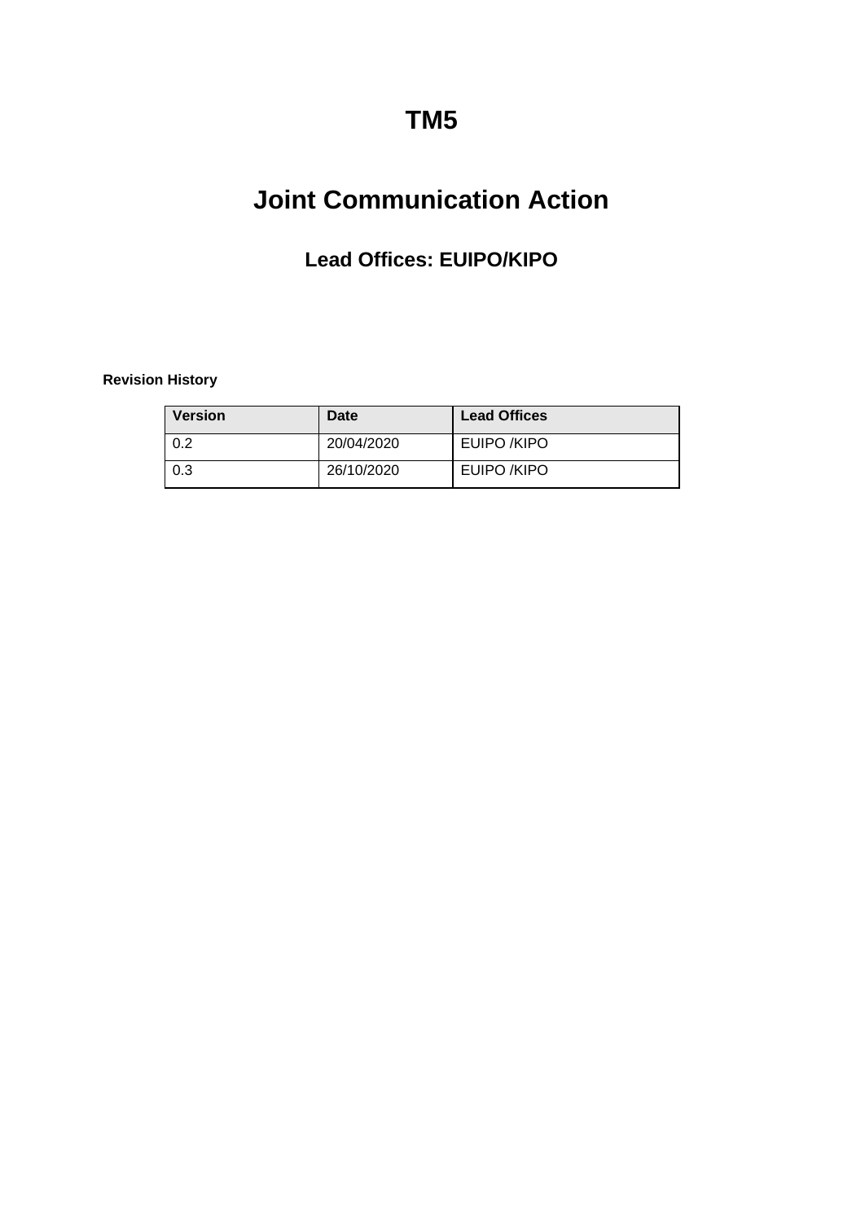# TM5

# Joint Communication Action

## Lead Offices: EUIPO/KIPO

**Revision History**

| Version | Date | Lead Offices |
|---|---|---|
| 0.2 | 20/04/2020 | EUIPO /KIPO |
| 0.3 | 26/10/2020 | EUIPO /KIPO |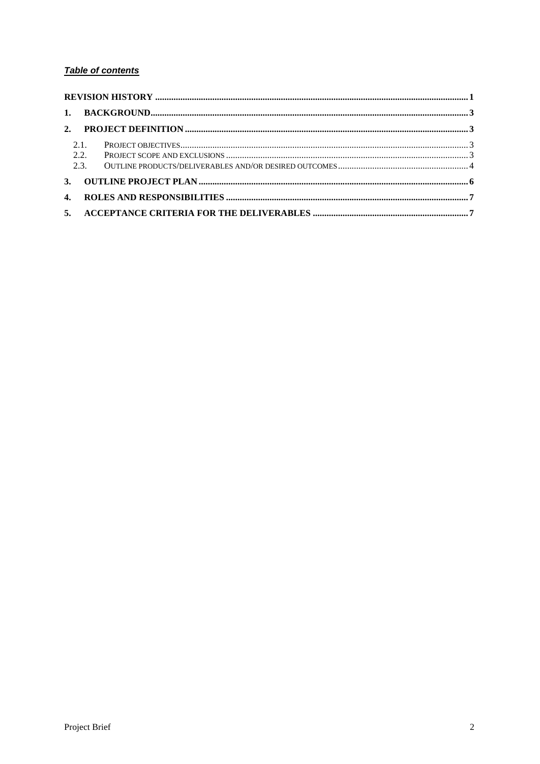***Table of contents***

**REVISION HISTORY** .......... **1**

**1. BACKGROUND** .......... **3**

**2. PROJECT DEFINITION** .......... **3**

- 2.1. PROJECT OBJECTIVES .......... 3
- 2.2. PROJECT SCOPE AND EXCLUSIONS .......... 3
- 2.3. OUTLINE PRODUCTS/DELIVERABLES AND/OR DESIRED OUTCOMES .......... 4

**3. OUTLINE PROJECT PLAN** .......... **6**

**4. ROLES AND RESPONSIBILITIES** .......... **7**

**5. ACCEPTANCE CRITERIA FOR THE DELIVERABLES** .......... **7**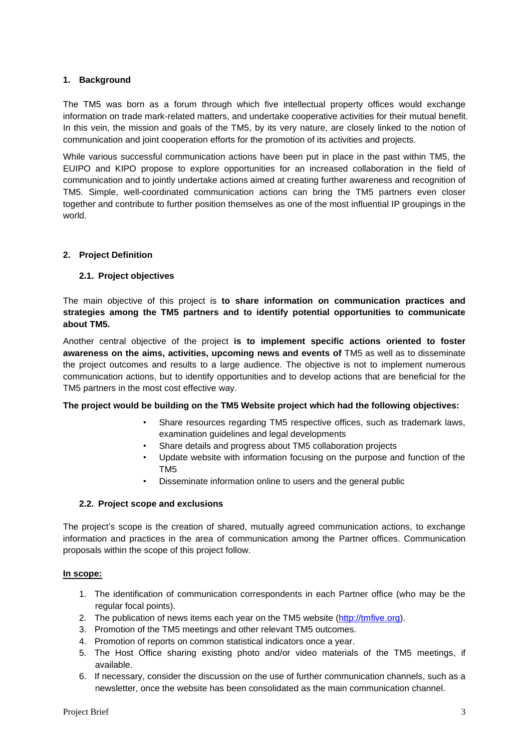## 1. Background

The TM5 was born as a forum through which five intellectual property offices would exchange information on trade mark-related matters, and undertake cooperative activities for their mutual benefit. In this vein, the mission and goals of the TM5, by its very nature, are closely linked to the notion of communication and joint cooperation efforts for the promotion of its activities and projects.

While various successful communication actions have been put in place in the past within TM5, the EUIPO and KIPO propose to explore opportunities for an increased collaboration in the field of communication and to jointly undertake actions aimed at creating further awareness and recognition of TM5. Simple, well-coordinated communication actions can bring the TM5 partners even closer together and contribute to further position themselves as one of the most influential IP groupings in the world.

## 2. Project Definition

### 2.1. Project objectives

The main objective of this project is **to share information on communication practices and strategies among the TM5 partners and to identify potential opportunities to communicate about TM5.**

Another central objective of the project **is to implement specific actions oriented to foster awareness on the aims, activities, upcoming news and events of** TM5 as well as to disseminate the project outcomes and results to a large audience. The objective is not to implement numerous communication actions, but to identify opportunities and to develop actions that are beneficial for the TM5 partners in the most cost effective way.

**The project would be building on the TM5 Website project which had the following objectives:**

- Share resources regarding TM5 respective offices, such as trademark laws, examination guidelines and legal developments
- Share details and progress about TM5 collaboration projects
- Update website with information focusing on the purpose and function of the TM5
- Disseminate information online to users and the general public

### 2.2. Project scope and exclusions

The project's scope is the creation of shared, mutually agreed communication actions, to exchange information and practices in the area of communication among the Partner offices. Communication proposals within the scope of this project follow.

**In scope:**

1. The identification of communication correspondents in each Partner office (who may be the regular focal points).
2. The publication of news items each year on the TM5 website (http://tmfive.org).
3. Promotion of the TM5 meetings and other relevant TM5 outcomes.
4. Promotion of reports on common statistical indicators once a year.
5. The Host Office sharing existing photo and/or video materials of the TM5 meetings, if available.
6. If necessary, consider the discussion on the use of further communication channels, such as a newsletter, once the website has been consolidated as the main communication channel.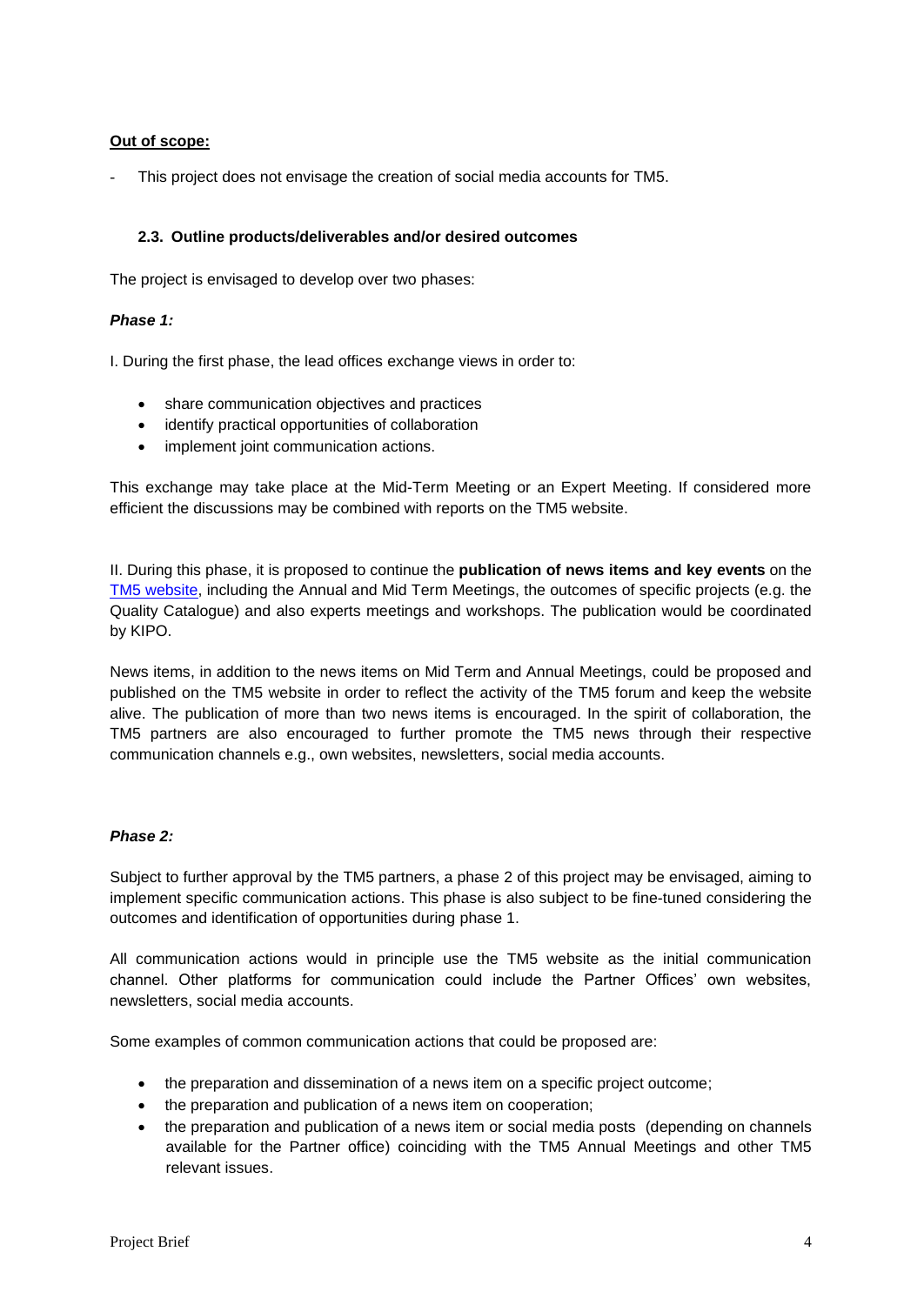**Out of scope:**

- This project does not envisage the creation of social media accounts for TM5.

### 2.3. Outline products/deliverables and/or desired outcomes

The project is envisaged to develop over two phases:

***Phase 1:***

I. During the first phase, the lead offices exchange views in order to:

- share communication objectives and practices
- identify practical opportunities of collaboration
- implement joint communication actions.

This exchange may take place at the Mid-Term Meeting or an Expert Meeting. If considered more efficient the discussions may be combined with reports on the TM5 website.

II. During this phase, it is proposed to continue the **publication of news items and key events** on the TM5 website, including the Annual and Mid Term Meetings, the outcomes of specific projects (e.g. the Quality Catalogue) and also experts meetings and workshops. The publication would be coordinated by KIPO.

News items, in addition to the news items on Mid Term and Annual Meetings, could be proposed and published on the TM5 website in order to reflect the activity of the TM5 forum and keep the website alive. The publication of more than two news items is encouraged. In the spirit of collaboration, the TM5 partners are also encouraged to further promote the TM5 news through their respective communication channels e.g., own websites, newsletters, social media accounts.

***Phase 2:***

Subject to further approval by the TM5 partners, a phase 2 of this project may be envisaged, aiming to implement specific communication actions. This phase is also subject to be fine-tuned considering the outcomes and identification of opportunities during phase 1.

All communication actions would in principle use the TM5 website as the initial communication channel. Other platforms for communication could include the Partner Offices' own websites, newsletters, social media accounts.

Some examples of common communication actions that could be proposed are:

- the preparation and dissemination of a news item on a specific project outcome;
- the preparation and publication of a news item on cooperation;
- the preparation and publication of a news item or social media posts (depending on channels available for the Partner office) coinciding with the TM5 Annual Meetings and other TM5 relevant issues.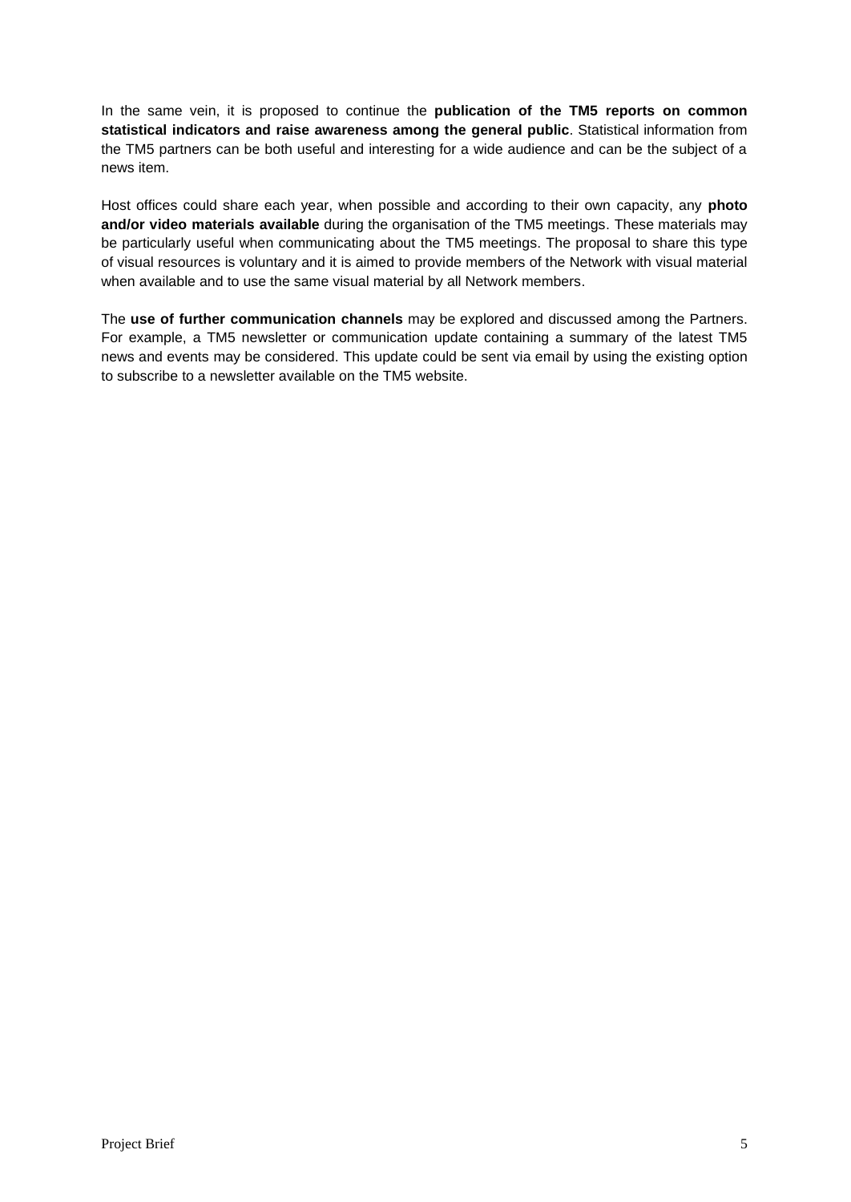In the same vein, it is proposed to continue the **publication of the TM5 reports on common statistical indicators and raise awareness among the general public**. Statistical information from the TM5 partners can be both useful and interesting for a wide audience and can be the subject of a news item.

Host offices could share each year, when possible and according to their own capacity, any **photo and/or video materials available** during the organisation of the TM5 meetings. These materials may be particularly useful when communicating about the TM5 meetings. The proposal to share this type of visual resources is voluntary and it is aimed to provide members of the Network with visual material when available and to use the same visual material by all Network members.

The **use of further communication channels** may be explored and discussed among the Partners. For example, a TM5 newsletter or communication update containing a summary of the latest TM5 news and events may be considered. This update could be sent via email by using the existing option to subscribe to a newsletter available on the TM5 website.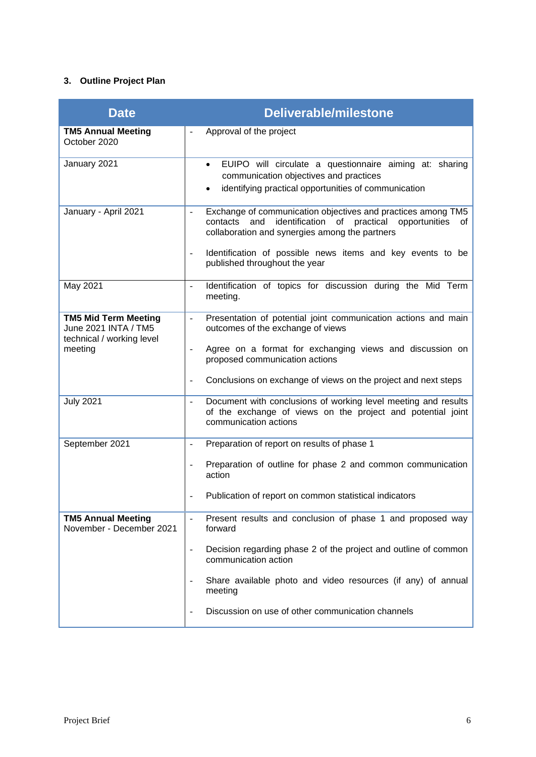### 3. Outline Project Plan

| Date | Deliverable/milestone |
|---|---|
| **TM5 Annual Meeting**<br>October 2020 | - Approval of the project |
| January 2021 | • EUIPO will circulate a questionnaire aiming at: sharing communication objectives and practices<br>• identifying practical opportunities of communication |
| January - April 2021 | - Exchange of communication objectives and practices among TM5 contacts and identification of practical opportunities of collaboration and synergies among the partners<br>- Identification of possible news items and key events to be published throughout the year |
| May 2021 | - Identification of topics for discussion during the Mid Term meeting. |
| **TM5 Mid Term Meeting**<br>June 2021 INTA / TM5 technical / working level meeting | - Presentation of potential joint communication actions and main outcomes of the exchange of views<br>- Agree on a format for exchanging views and discussion on proposed communication actions<br>- Conclusions on exchange of views on the project and next steps |
| July 2021 | - Document with conclusions of working level meeting and results of the exchange of views on the project and potential joint communication actions |
| September 2021 | - Preparation of report on results of phase 1<br>- Preparation of outline for phase 2 and common communication action<br>- Publication of report on common statistical indicators |
| **TM5 Annual Meeting**<br>November - December 2021 | - Present results and conclusion of phase 1 and proposed way forward<br>- Decision regarding phase 2 of the project and outline of common communication action<br>- Share available photo and video resources (if any) of annual meeting<br>- Discussion on use of other communication channels |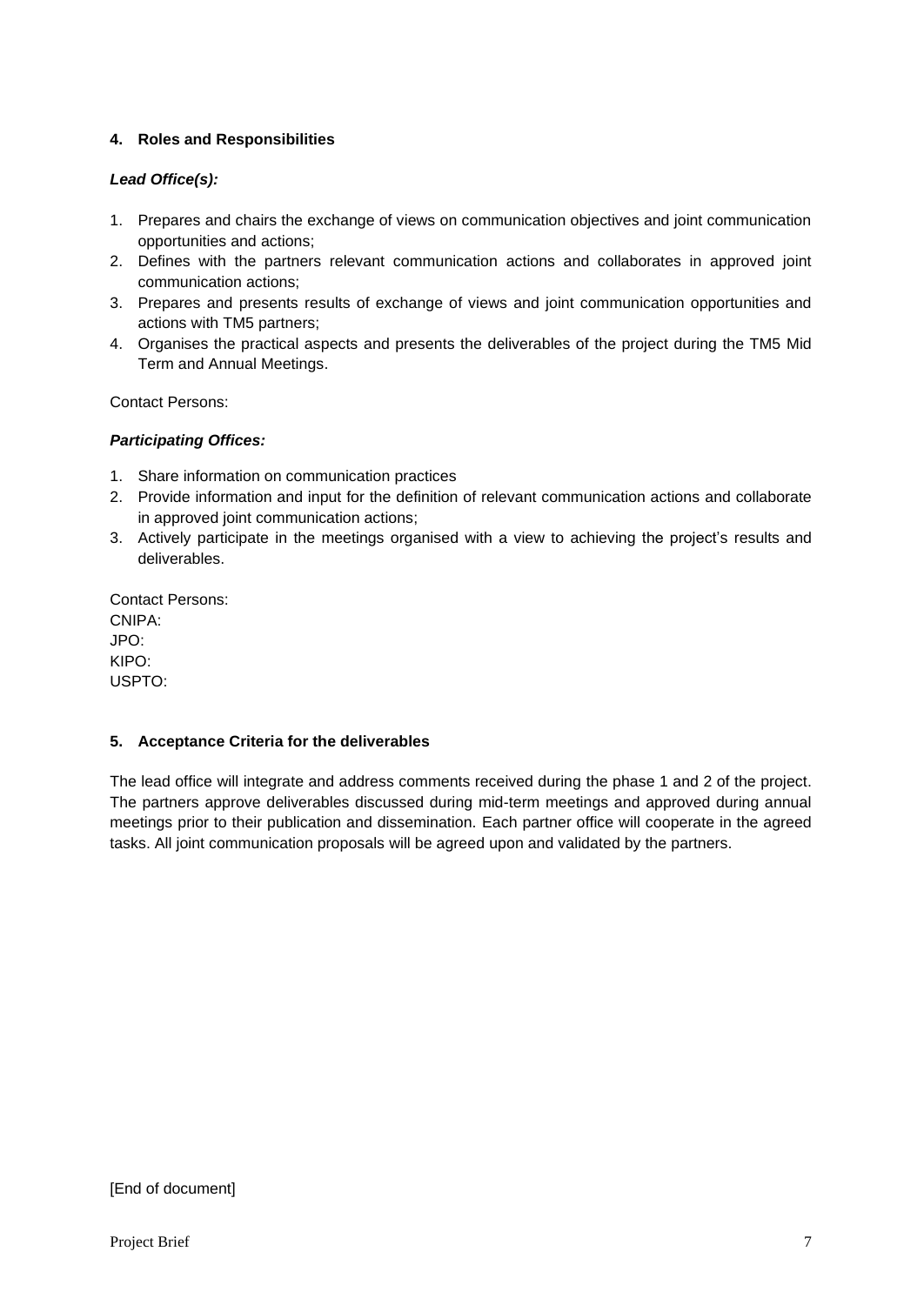## 4. Roles and Responsibilities

***Lead Office(s):***

1. Prepares and chairs the exchange of views on communication objectives and joint communication opportunities and actions;
2. Defines with the partners relevant communication actions and collaborates in approved joint communication actions;
3. Prepares and presents results of exchange of views and joint communication opportunities and actions with TM5 partners;
4. Organises the practical aspects and presents the deliverables of the project during the TM5 Mid Term and Annual Meetings.

Contact Persons:

***Participating Offices:***

1. Share information on communication practices
2. Provide information and input for the definition of relevant communication actions and collaborate in approved joint communication actions;
3. Actively participate in the meetings organised with a view to achieving the project's results and deliverables.

Contact Persons:
CNIPA:
JPO:
KIPO:
USPTO:

## 5. Acceptance Criteria for the deliverables

The lead office will integrate and address comments received during the phase 1 and 2 of the project. The partners approve deliverables discussed during mid-term meetings and approved during annual meetings prior to their publication and dissemination. Each partner office will cooperate in the agreed tasks. All joint communication proposals will be agreed upon and validated by the partners.

[End of document]